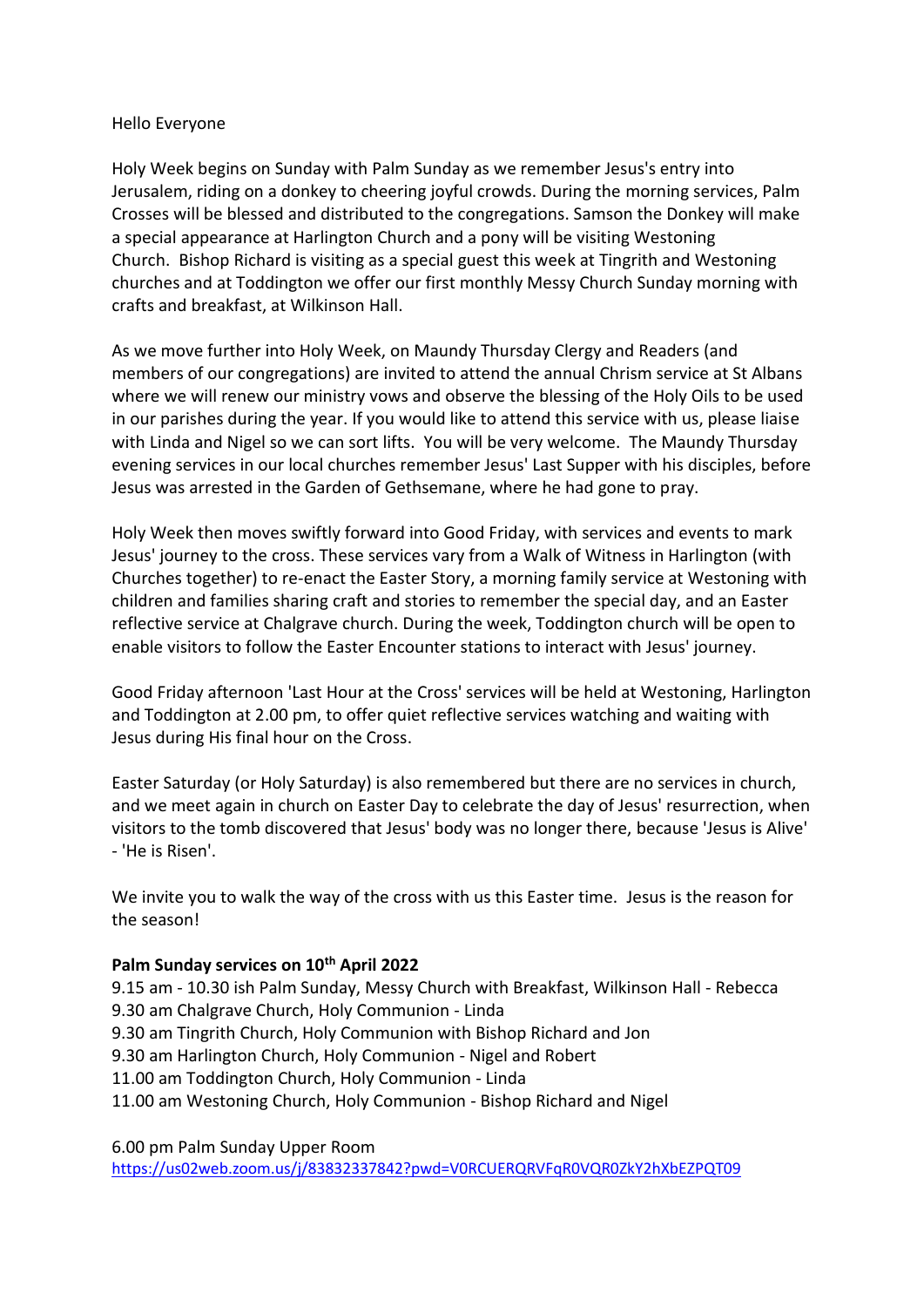Hello Everyone

Holy Week begins on Sunday with Palm Sunday as we remember Jesus's entry into Jerusalem, riding on a donkey to cheering joyful crowds. During the morning services, Palm Crosses will be blessed and distributed to the congregations. Samson the Donkey will make a special appearance at Harlington Church and a pony will be visiting Westoning Church. Bishop Richard is visiting as a special guest this week at Tingrith and Westoning churches and at Toddington we offer our first monthly Messy Church Sunday morning with crafts and breakfast, at Wilkinson Hall.

As we move further into Holy Week, on Maundy Thursday Clergy and Readers (and members of our congregations) are invited to attend the annual Chrism service at St Albans where we will renew our ministry vows and observe the blessing of the Holy Oils to be used in our parishes during the year. If you would like to attend this service with us, please liaise with Linda and Nigel so we can sort lifts. You will be very welcome. The Maundy Thursday evening services in our local churches remember Jesus' Last Supper with his disciples, before Jesus was arrested in the Garden of Gethsemane, where he had gone to pray.

Holy Week then moves swiftly forward into Good Friday, with services and events to mark Jesus' journey to the cross. These services vary from a Walk of Witness in Harlington (with Churches together) to re-enact the Easter Story, a morning family service at Westoning with children and families sharing craft and stories to remember the special day, and an Easter reflective service at Chalgrave church. During the week, Toddington church will be open to enable visitors to follow the Easter Encounter stations to interact with Jesus' journey.

Good Friday afternoon 'Last Hour at the Cross' services will be held at Westoning, Harlington and Toddington at 2.00 pm, to offer quiet reflective services watching and waiting with Jesus during His final hour on the Cross.

Easter Saturday (or Holy Saturday) is also remembered but there are no services in church, and we meet again in church on Easter Day to celebrate the day of Jesus' resurrection, when visitors to the tomb discovered that Jesus' body was no longer there, because 'Jesus is Alive' - 'He is Risen'.

We invite you to walk the way of the cross with us this Easter time. Jesus is the reason for the season!

**Palm Sunday services on 10th April 2022**

9.15 am - 10.30 ish Palm Sunday, Messy Church with Breakfast, Wilkinson Hall - Rebecca
9.30 am Chalgrave Church, Holy Communion - Linda
9.30 am Tingrith Church, Holy Communion with Bishop Richard and Jon
9.30 am Harlington Church, Holy Communion - Nigel and Robert
11.00 am Toddington Church, Holy Communion - Linda
11.00 am Westoning Church, Holy Communion - Bishop Richard and Nigel

6.00 pm Palm Sunday Upper Room
https://us02web.zoom.us/j/83832337842?pwd=V0RCUERQRVFqR0VQR0ZkY2hXbEZPQT09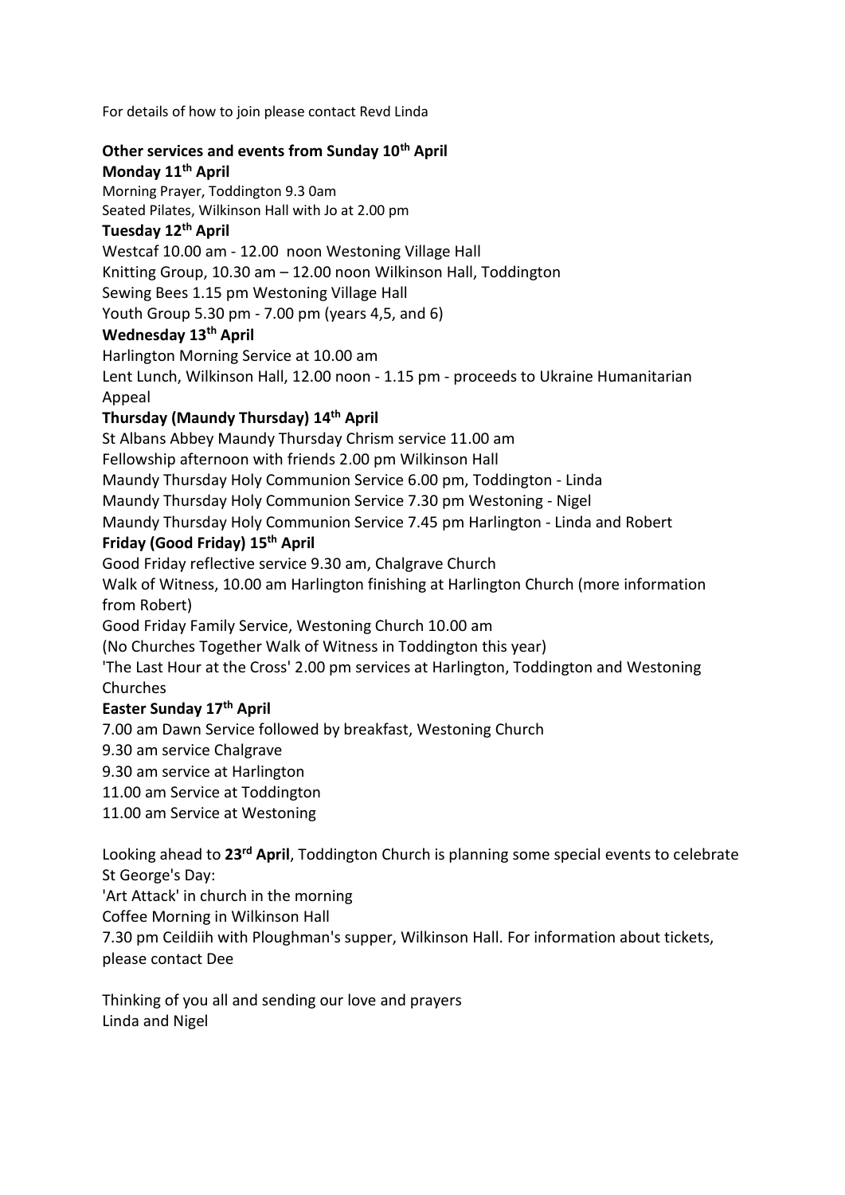For details of how to join please contact Revd Linda

**Other services and events from Sunday 10th April**

**Monday 11th April**

Morning Prayer, Toddington 9.3 0am
Seated Pilates, Wilkinson Hall with Jo at 2.00 pm

**Tuesday 12th April**

Westcaf 10.00 am - 12.00 noon Westoning Village Hall
Knitting Group, 10.30 am – 12.00 noon Wilkinson Hall, Toddington
Sewing Bees 1.15 pm Westoning Village Hall
Youth Group 5.30 pm - 7.00 pm (years 4,5, and 6)

**Wednesday 13th April**

Harlington Morning Service at 10.00 am
Lent Lunch, Wilkinson Hall, 12.00 noon - 1.15 pm - proceeds to Ukraine Humanitarian Appeal

**Thursday (Maundy Thursday) 14th April**

St Albans Abbey Maundy Thursday Chrism service 11.00 am
Fellowship afternoon with friends 2.00 pm Wilkinson Hall
Maundy Thursday Holy Communion Service 6.00 pm, Toddington - Linda
Maundy Thursday Holy Communion Service 7.30 pm Westoning - Nigel
Maundy Thursday Holy Communion Service 7.45 pm Harlington - Linda and Robert

**Friday (Good Friday) 15th April**

Good Friday reflective service 9.30 am, Chalgrave Church
Walk of Witness, 10.00 am Harlington finishing at Harlington Church (more information from Robert)
Good Friday Family Service, Westoning Church 10.00 am
(No Churches Together Walk of Witness in Toddington this year)
'The Last Hour at the Cross' 2.00 pm services at Harlington, Toddington and Westoning Churches

**Easter Sunday 17th April**

7.00 am Dawn Service followed by breakfast, Westoning Church
9.30 am service Chalgrave
9.30 am service at Harlington
11.00 am Service at Toddington
11.00 am Service at Westoning

Looking ahead to **23rd April**, Toddington Church is planning some special events to celebrate St George's Day:
'Art Attack' in church in the morning
Coffee Morning in Wilkinson Hall
7.30 pm Ceildiih with Ploughman's supper, Wilkinson Hall. For information about tickets, please contact Dee

Thinking of you all and sending our love and prayers
Linda and Nigel